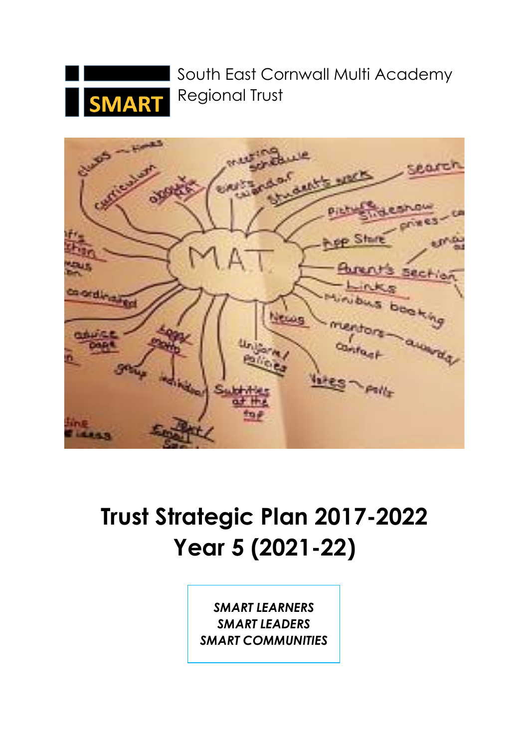SMART

South East Cornwall Multi Academy Regional Trust

# Trust Strategic Plan 2017-2022
# Year 5 (2021-22)

***SMART LEARNERS***
***SMART LEADERS***
***SMART COMMUNITIES***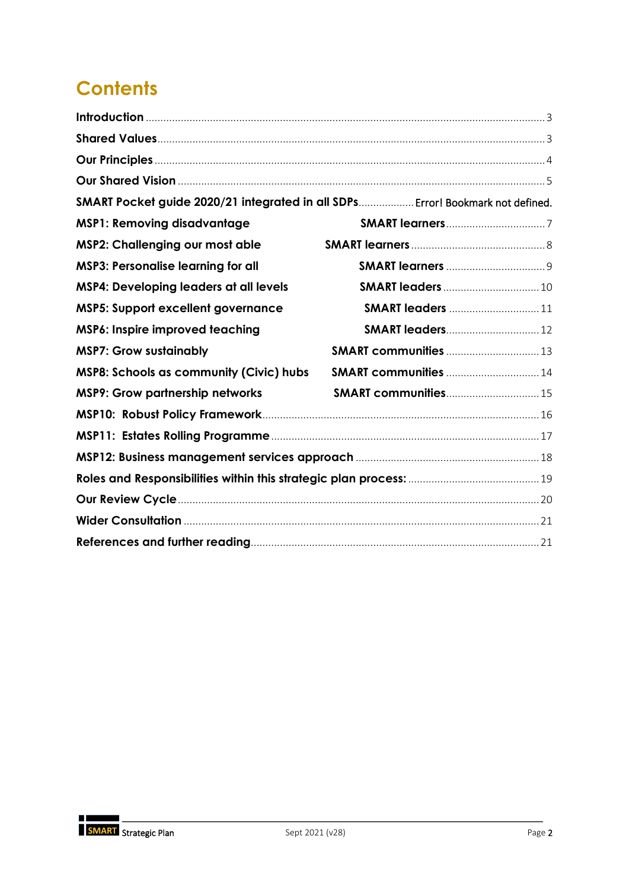# Contents

Introduction ..... 3

Shared Values ..... 3

Our Principles ..... 4

Our Shared Vision ..... 5

SMART Pocket guide 2020/21 integrated in all SDPs ..... Error! Bookmark not defined.

MSP1: Removing disadvantage SMART learners ..... 7

MSP2: Challenging our most able SMART learners ..... 8

MSP3: Personalise learning for all SMART learners ..... 9

MSP4: Developing leaders at all levels SMART leaders ..... 10

MSP5: Support excellent governance SMART leaders ..... 11

MSP6: Inspire improved teaching SMART leaders ..... 12

MSP7: Grow sustainably SMART communities ..... 13

MSP8: Schools as community (Civic) hubs SMART communities ..... 14

MSP9: Grow partnership networks SMART communities ..... 15

MSP10: Robust Policy Framework ..... 16

MSP11: Estates Rolling Programme ..... 17

MSP12: Business management services approach ..... 18

Roles and Responsibilities within this strategic plan process: ..... 19

Our Review Cycle ..... 20

Wider Consultation ..... 21

References and further reading ..... 21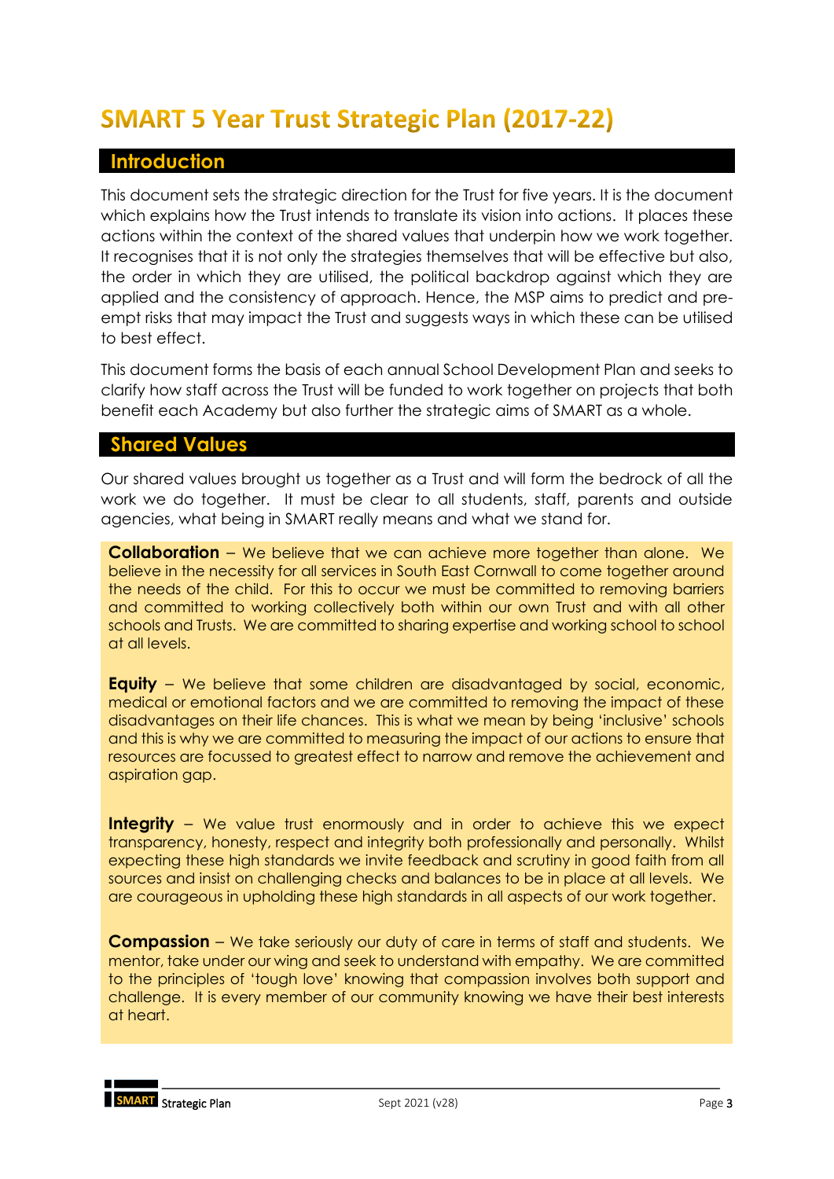# SMART 5 Year Trust Strategic Plan (2017-22)

## Introduction

This document sets the strategic direction for the Trust for five years. It is the document which explains how the Trust intends to translate its vision into actions. It places these actions within the context of the shared values that underpin how we work together. It recognises that it is not only the strategies themselves that will be effective but also, the order in which they are utilised, the political backdrop against which they are applied and the consistency of approach. Hence, the MSP aims to predict and pre-empt risks that may impact the Trust and suggests ways in which these can be utilised to best effect.

This document forms the basis of each annual School Development Plan and seeks to clarify how staff across the Trust will be funded to work together on projects that both benefit each Academy but also further the strategic aims of SMART as a whole.

## Shared Values

Our shared values brought us together as a Trust and will form the bedrock of all the work we do together. It must be clear to all students, staff, parents and outside agencies, what being in SMART really means and what we stand for.

**Collaboration** – We believe that we can achieve more together than alone. We believe in the necessity for all services in South East Cornwall to come together around the needs of the child. For this to occur we must be committed to removing barriers and committed to working collectively both within our own Trust and with all other schools and Trusts. We are committed to sharing expertise and working school to school at all levels.

**Equity** – We believe that some children are disadvantaged by social, economic, medical or emotional factors and we are committed to removing the impact of these disadvantages on their life chances. This is what we mean by being 'inclusive' schools and this is why we are committed to measuring the impact of our actions to ensure that resources are focussed to greatest effect to narrow and remove the achievement and aspiration gap.

**Integrity** – We value trust enormously and in order to achieve this we expect transparency, honesty, respect and integrity both professionally and personally. Whilst expecting these high standards we invite feedback and scrutiny in good faith from all sources and insist on challenging checks and balances to be in place at all levels. We are courageous in upholding these high standards in all aspects of our work together.

**Compassion** – We take seriously our duty of care in terms of staff and students. We mentor, take under our wing and seek to understand with empathy. We are committed to the principles of 'tough love' knowing that compassion involves both support and challenge. It is every member of our community knowing we have their best interests at heart.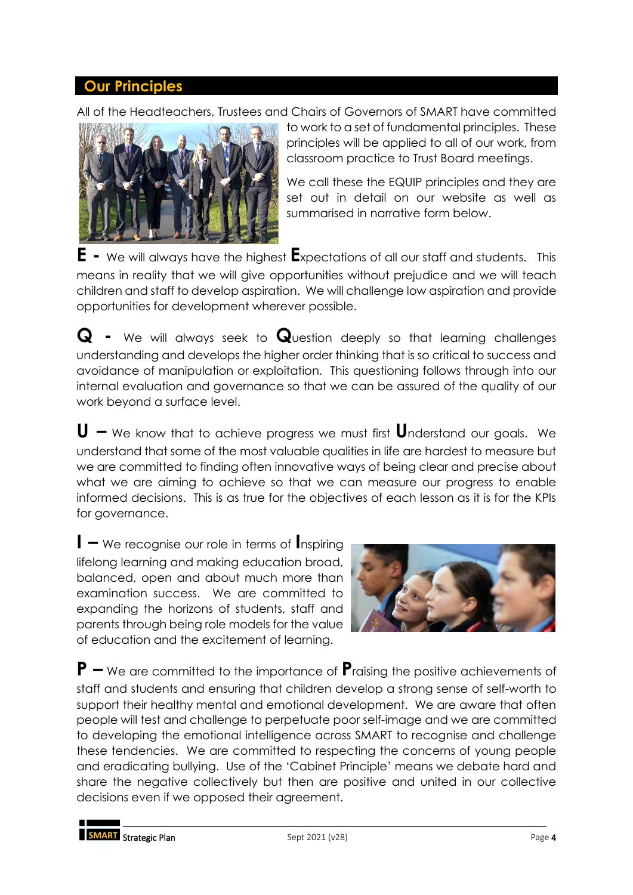## Our Principles

All of the Headteachers, Trustees and Chairs of Governors of SMART have committed to work to a set of fundamental principles. These principles will be applied to all of our work, from classroom practice to Trust Board meetings.

We call these the EQUIP principles and they are set out in detail on our website as well as summarised in narrative form below.

**E -** We will always have the highest **E**xpectations of all our staff and students. This means in reality that we will give opportunities without prejudice and we will teach children and staff to develop aspiration. We will challenge low aspiration and provide opportunities for development wherever possible.

**Q -** We will always seek to **Q**uestion deeply so that learning challenges understanding and develops the higher order thinking that is so critical to success and avoidance of manipulation or exploitation. This questioning follows through into our internal evaluation and governance so that we can be assured of the quality of our work beyond a surface level.

**U –** We know that to achieve progress we must first **U**nderstand our goals. We understand that some of the most valuable qualities in life are hardest to measure but we are committed to finding often innovative ways of being clear and precise about what we are aiming to achieve so that we can measure our progress to enable informed decisions. This is as true for the objectives of each lesson as it is for the KPIs for governance.

**I –** We recognise our role in terms of **I**nspiring lifelong learning and making education broad, balanced, open and about much more than examination success. We are committed to expanding the horizons of students, staff and parents through being role models for the value of education and the excitement of learning.

**P –** We are committed to the importance of **P**raising the positive achievements of staff and students and ensuring that children develop a strong sense of self-worth to support their healthy mental and emotional development. We are aware that often people will test and challenge to perpetuate poor self-image and we are committed to developing the emotional intelligence across SMART to recognise and challenge these tendencies. We are committed to respecting the concerns of young people and eradicating bullying. Use of the 'Cabinet Principle' means we debate hard and share the negative collectively but then are positive and united in our collective decisions even if we opposed their agreement.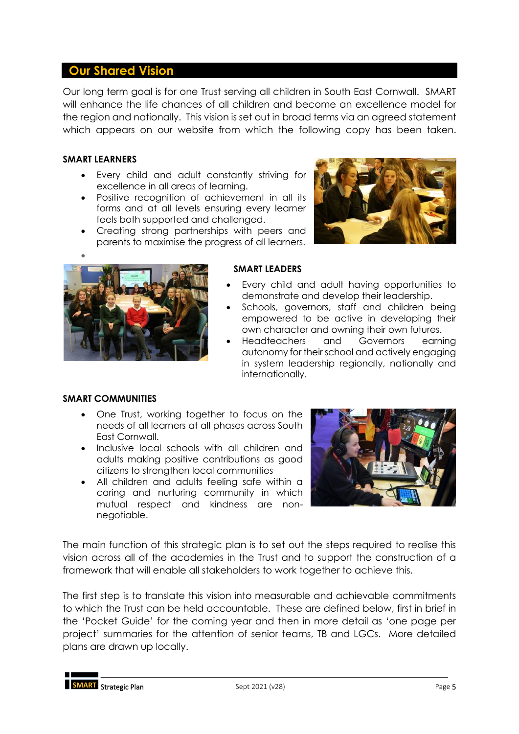## Our Shared Vision

Our long term goal is for one Trust serving all children in South East Cornwall. SMART will enhance the life chances of all children and become an excellence model for the region and nationally. This vision is set out in broad terms via an agreed statement which appears on our website from which the following copy has been taken.

**SMART LEARNERS**

- Every child and adult constantly striving for excellence in all areas of learning.
- Positive recognition of achievement in all its forms and at all levels ensuring every learner feels both supported and challenged.
- Creating strong partnerships with peers and parents to maximise the progress of all learners.

**SMART LEADERS**

- Every child and adult having opportunities to demonstrate and develop their leadership.
- Schools, governors, staff and children being empowered to be active in developing their own character and owning their own futures.
- Headteachers and Governors earning autonomy for their school and actively engaging in system leadership regionally, nationally and internationally.

**SMART COMMUNITIES**

- One Trust, working together to focus on the needs of all learners at all phases across South East Cornwall.
- Inclusive local schools with all children and adults making positive contributions as good citizens to strengthen local communities
- All children and adults feeling safe within a caring and nurturing community in which mutual respect and kindness are non-negotiable.

The main function of this strategic plan is to set out the steps required to realise this vision across all of the academies in the Trust and to support the construction of a framework that will enable all stakeholders to work together to achieve this.

The first step is to translate this vision into measurable and achievable commitments to which the Trust can be held accountable. These are defined below, first in brief in the 'Pocket Guide' for the coming year and then in more detail as 'one page per project' summaries for the attention of senior teams, TB and LGCs. More detailed plans are drawn up locally.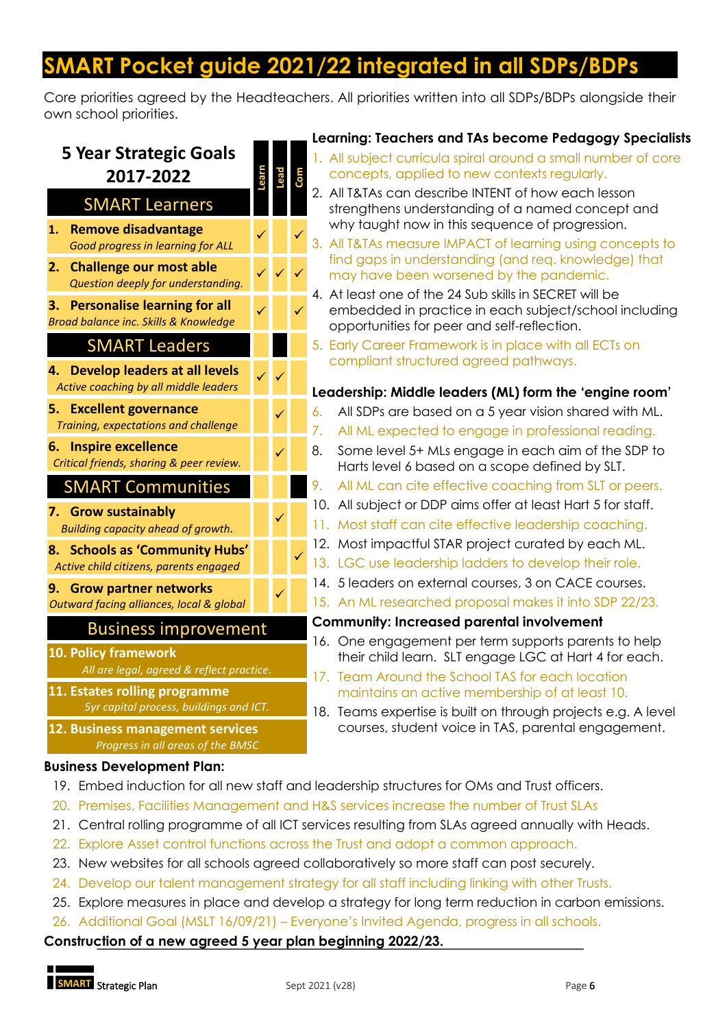# SMART Pocket guide 2021/22 integrated in all SDPs/BDPs

Core priorities agreed by the Headteachers. All priorities written into all SDPs/BDPs alongside their own school priorities.

| 5 Year Strategic Goals 2017-2022 | Learn | Lead | Com |
|---|---|---|---|
| **SMART Learners** | | | |
| **1. Remove disadvantage** *Good progress in learning for ALL* | ✓ | | ✓ |
| **2. Challenge our most able** *Question deeply for understanding.* | ✓ | ✓ | ✓ |
| **3. Personalise learning for all** *Broad balance inc. Skills & Knowledge* | ✓ | | ✓ |
| **SMART Leaders** | | | |
| **4. Develop leaders at all levels** *Active coaching by all middle leaders* | ✓ | ✓ | |
| **5. Excellent governance** *Training, expectations and challenge* | | ✓ | |
| **6. Inspire excellence** *Critical friends, sharing & peer review.* | | ✓ | |
| **SMART Communities** | | | |
| **7. Grow sustainably** *Building capacity ahead of growth.* | | ✓ | |
| **8. Schools as 'Community Hubs'** *Active child citizens, parents engaged* | | | ✓ |
| **9. Grow partner networks** *Outward facing alliances, local & global* | | ✓ | |
| **Business improvement** | | | |
| **10. Policy framework** *All are legal, agreed & reflect practice.* | | | |
| **11. Estates rolling programme** *5yr capital process, buildings and ICT.* | | | |
| **12. Business management services** *Progress in all areas of the BMSC* | | | |

**Learning: Teachers and TAs become Pedagogy Specialists**

1. All subject curricula spiral around a small number of core concepts, applied to new contexts regularly.
2. All T&TAs can describe INTENT of how each lesson strengthens understanding of a named concept and why taught now in this sequence of progression.
3. All T&TAs measure IMPACT of learning using concepts to find gaps in understanding (and req. knowledge) that may have been worsened by the pandemic.
4. At least one of the 24 Sub skills in SECRET will be embedded in practice in each subject/school including opportunities for peer and self-reflection.
5. Early Career Framework is in place with all ECTs on compliant structured agreed pathways.

**Leadership: Middle leaders (ML) form the 'engine room'**

6. All SDPs are based on a 5 year vision shared with ML.
7. All ML expected to engage in professional reading.
8. Some level 5+ MLs engage in each aim of the SDP to Harts level 6 based on a scope defined by SLT.
9. All ML can cite effective coaching from SLT or peers.
10. All subject or DDP aims offer at least Hart 5 for staff.
11. Most staff can cite effective leadership coaching.
12. Most impactful STAR project curated by each ML.
13. LGC use leadership ladders to develop their role.
14. 5 leaders on external courses, 3 on CACE courses.
15. An ML researched proposal makes it into SDP 22/23.

**Community: Increased parental involvement**

16. One engagement per term supports parents to help their child learn. SLT engage LGC at Hart 4 for each.
17. Team Around the School TAS for each location maintains an active membership of at least 10.
18. Teams expertise is built on through projects e.g. A level courses, student voice in TAS, parental engagement.

**Business Development Plan:**

19. Embed induction for all new staff and leadership structures for OMs and Trust officers.
20. Premises, Facilities Management and H&S services increase the number of Trust SLAs
21. Central rolling programme of all ICT services resulting from SLAs agreed annually with Heads.
22. Explore Asset control functions across the Trust and adopt a common approach.
23. New websites for all schools agreed collaboratively so more staff can post securely.
24. Develop our talent management strategy for all staff including linking with other Trusts.
25. Explore measures in place and develop a strategy for long term reduction in carbon emissions.
26. Additional Goal (MSLT 16/09/21) – Everyone's Invited Agenda, progress in all schools.

**Construction of a new agreed 5 year plan beginning 2022/23.**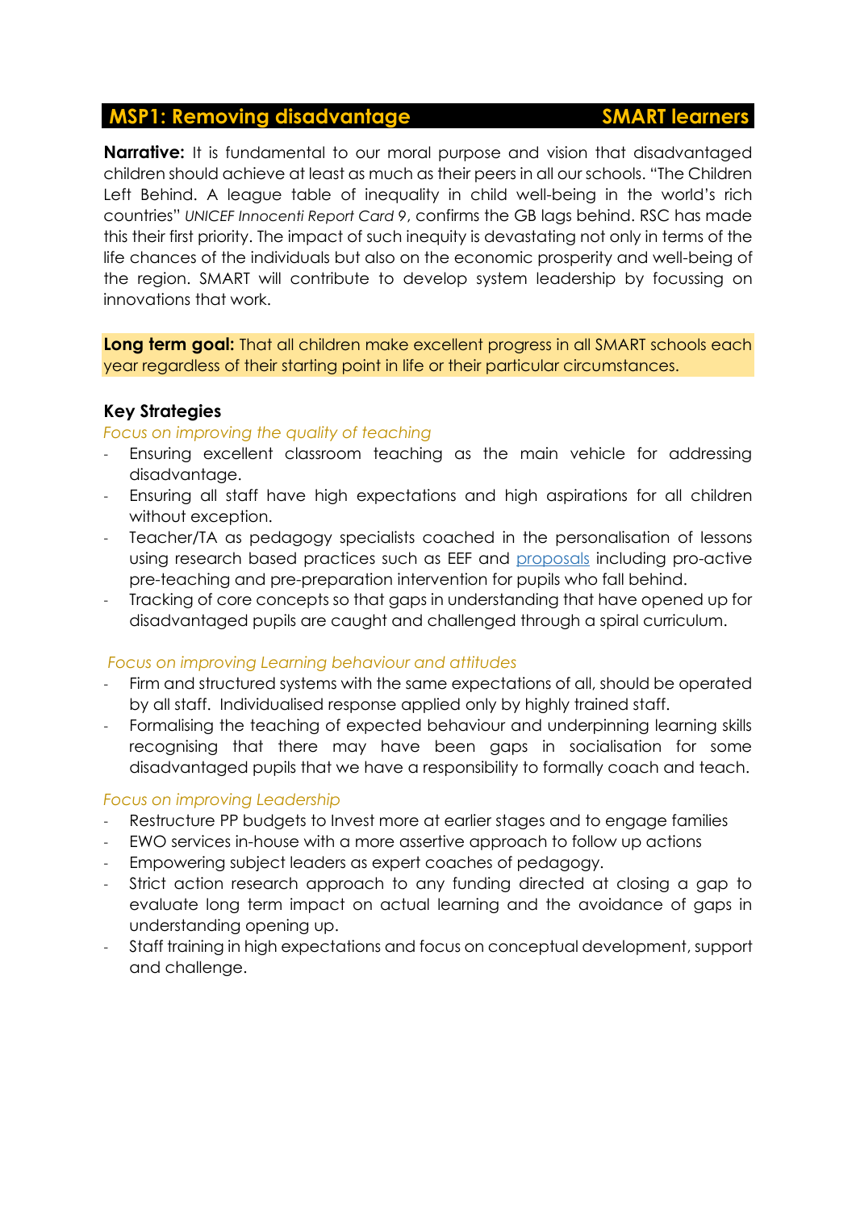## MSP1: Removing disadvantage — SMART learners

**Narrative:** It is fundamental to our moral purpose and vision that disadvantaged children should achieve at least as much as their peers in all our schools. "The Children Left Behind. A league table of inequality in child well-being in the world's rich countries" *UNICEF Innocenti Report Card 9*, confirms the GB lags behind. RSC has made this their first priority. The impact of such inequity is devastating not only in terms of the life chances of the individuals but also on the economic prosperity and well-being of the region. SMART will contribute to develop system leadership by focussing on innovations that work.

**Long term goal:** That all children make excellent progress in all SMART schools each year regardless of their starting point in life or their particular circumstances.

### Key Strategies

*Focus on improving the quality of teaching*

- Ensuring excellent classroom teaching as the main vehicle for addressing disadvantage.
- Ensuring all staff have high expectations and high aspirations for all children without exception.
- Teacher/TA as pedagogy specialists coached in the personalisation of lessons using research based practices such as EEF and proposals including pro-active pre-teaching and pre-preparation intervention for pupils who fall behind.
- Tracking of core concepts so that gaps in understanding that have opened up for disadvantaged pupils are caught and challenged through a spiral curriculum.

*Focus on improving Learning behaviour and attitudes*

- Firm and structured systems with the same expectations of all, should be operated by all staff. Individualised response applied only by highly trained staff.
- Formalising the teaching of expected behaviour and underpinning learning skills recognising that there may have been gaps in socialisation for some disadvantaged pupils that we have a responsibility to formally coach and teach.

*Focus on improving Leadership*

- Restructure PP budgets to Invest more at earlier stages and to engage families
- EWO services in-house with a more assertive approach to follow up actions
- Empowering subject leaders as expert coaches of pedagogy.
- Strict action research approach to any funding directed at closing a gap to evaluate long term impact on actual learning and the avoidance of gaps in understanding opening up.
- Staff training in high expectations and focus on conceptual development, support and challenge.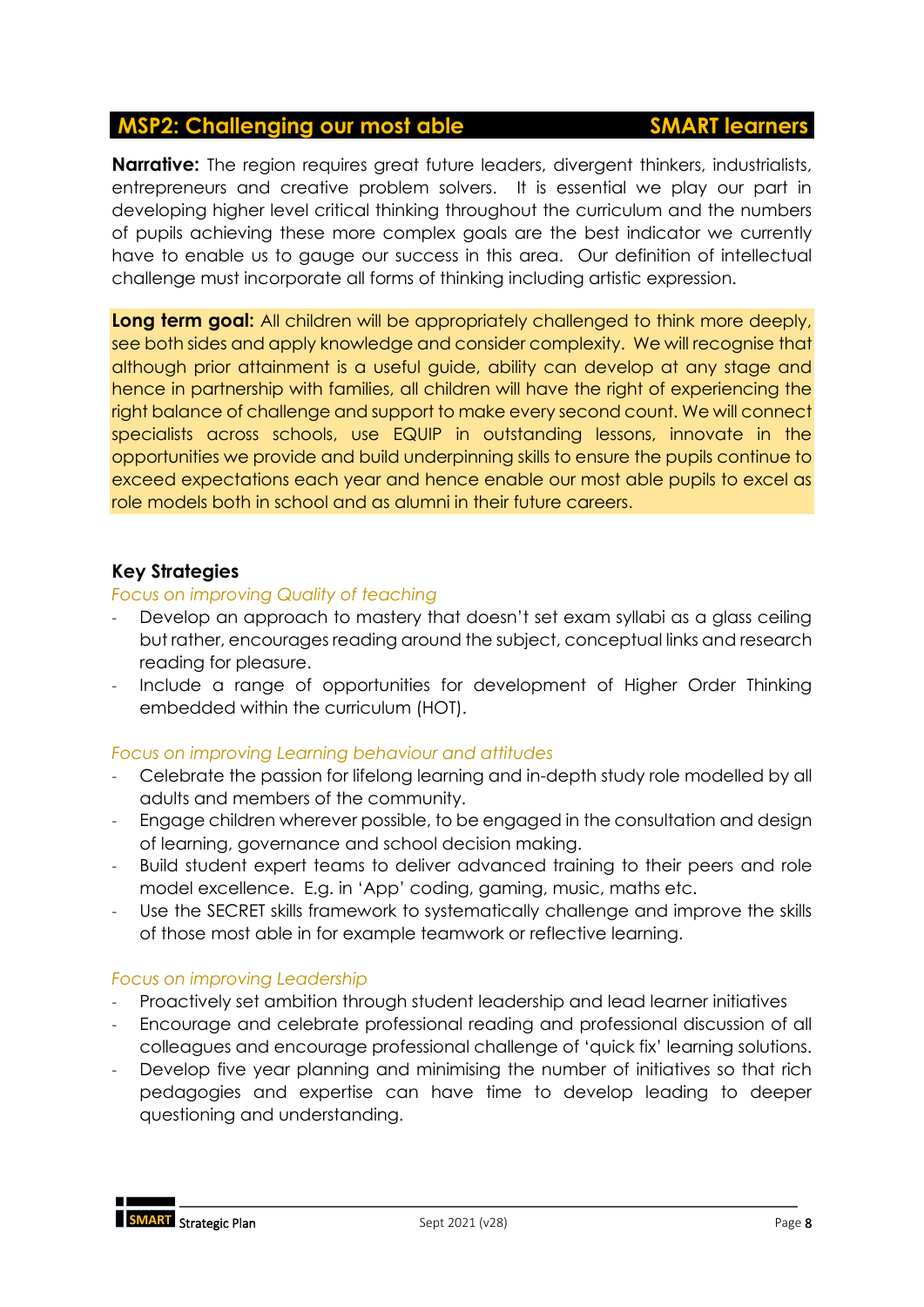## MSP2: Challenging our most able SMART learners

**Narrative:** The region requires great future leaders, divergent thinkers, industrialists, entrepreneurs and creative problem solvers. It is essential we play our part in developing higher level critical thinking throughout the curriculum and the numbers of pupils achieving these more complex goals are the best indicator we currently have to enable us to gauge our success in this area. Our definition of intellectual challenge must incorporate all forms of thinking including artistic expression.

**Long term goal:** All children will be appropriately challenged to think more deeply, see both sides and apply knowledge and consider complexity. We will recognise that although prior attainment is a useful guide, ability can develop at any stage and hence in partnership with families, all children will have the right of experiencing the right balance of challenge and support to make every second count. We will connect specialists across schools, use EQUIP in outstanding lessons, innovate in the opportunities we provide and build underpinning skills to ensure the pupils continue to exceed expectations each year and hence enable our most able pupils to excel as role models both in school and as alumni in their future careers.

### Key Strategies

*Focus on improving Quality of teaching*

- Develop an approach to mastery that doesn't set exam syllabi as a glass ceiling but rather, encourages reading around the subject, conceptual links and research reading for pleasure.
- Include a range of opportunities for development of Higher Order Thinking embedded within the curriculum (HOT).

*Focus on improving Learning behaviour and attitudes*

- Celebrate the passion for lifelong learning and in-depth study role modelled by all adults and members of the community.
- Engage children wherever possible, to be engaged in the consultation and design of learning, governance and school decision making.
- Build student expert teams to deliver advanced training to their peers and role model excellence. E.g. in 'App' coding, gaming, music, maths etc.
- Use the SECRET skills framework to systematically challenge and improve the skills of those most able in for example teamwork or reflective learning.

*Focus on improving Leadership*

- Proactively set ambition through student leadership and lead learner initiatives
- Encourage and celebrate professional reading and professional discussion of all colleagues and encourage professional challenge of 'quick fix' learning solutions.
- Develop five year planning and minimising the number of initiatives so that rich pedagogies and expertise can have time to develop leading to deeper questioning and understanding.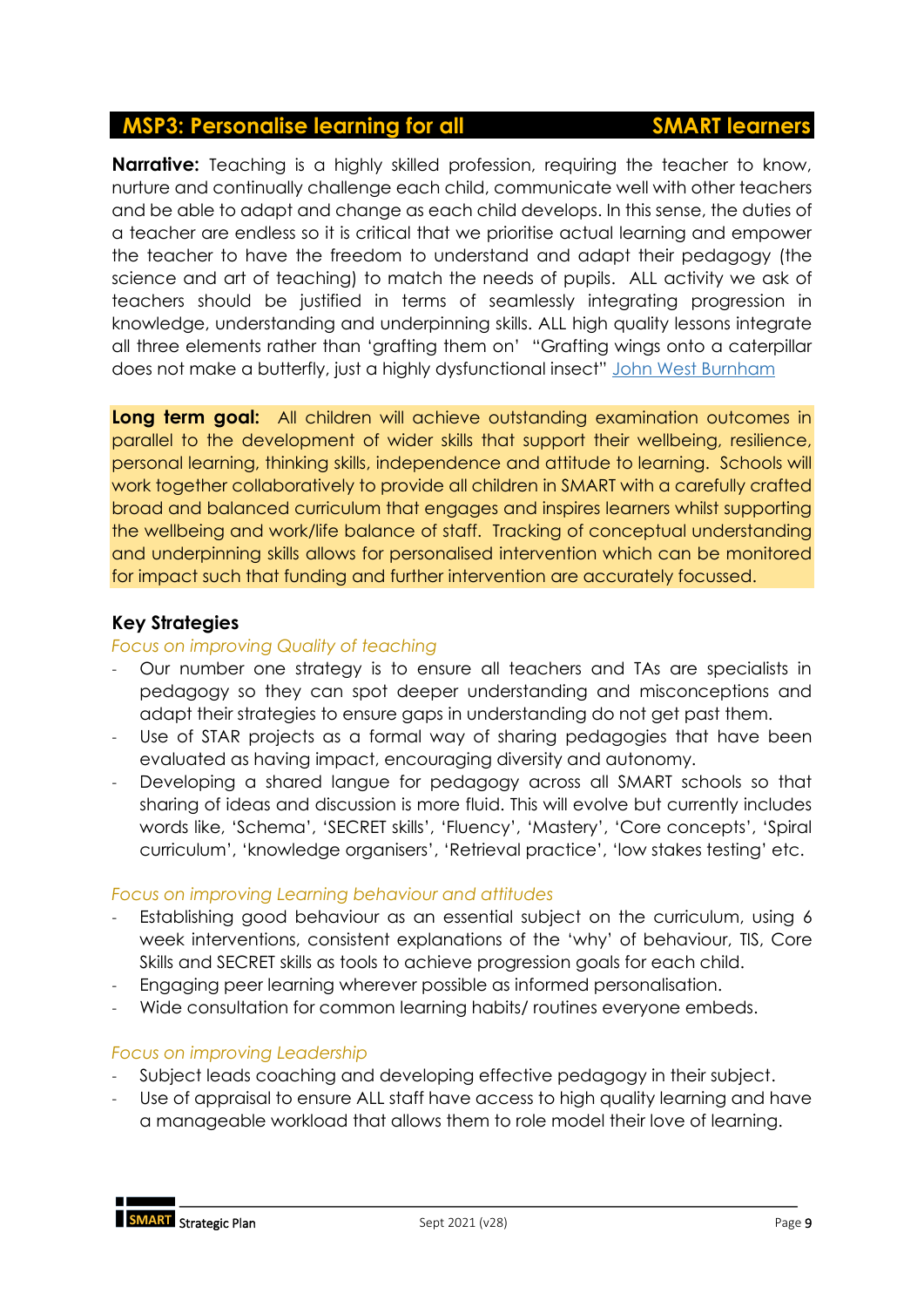## MSP3: Personalise learning for all — SMART learners

**Narrative:** Teaching is a highly skilled profession, requiring the teacher to know, nurture and continually challenge each child, communicate well with other teachers and be able to adapt and change as each child develops. In this sense, the duties of a teacher are endless so it is critical that we prioritise actual learning and empower the teacher to have the freedom to understand and adapt their pedagogy (the science and art of teaching) to match the needs of pupils. ALL activity we ask of teachers should be justified in terms of seamlessly integrating progression in knowledge, understanding and underpinning skills. ALL high quality lessons integrate all three elements rather than 'grafting them on' "Grafting wings onto a caterpillar does not make a butterfly, just a highly dysfunctional insect" John West Burnham

**Long term goal:** All children will achieve outstanding examination outcomes in parallel to the development of wider skills that support their wellbeing, resilience, personal learning, thinking skills, independence and attitude to learning. Schools will work together collaboratively to provide all children in SMART with a carefully crafted broad and balanced curriculum that engages and inspires learners whilst supporting the wellbeing and work/life balance of staff. Tracking of conceptual understanding and underpinning skills allows for personalised intervention which can be monitored for impact such that funding and further intervention are accurately focussed.

### Key Strategies

*Focus on improving Quality of teaching*

- Our number one strategy is to ensure all teachers and TAs are specialists in pedagogy so they can spot deeper understanding and misconceptions and adapt their strategies to ensure gaps in understanding do not get past them.
- Use of STAR projects as a formal way of sharing pedagogies that have been evaluated as having impact, encouraging diversity and autonomy.
- Developing a shared langue for pedagogy across all SMART schools so that sharing of ideas and discussion is more fluid. This will evolve but currently includes words like, 'Schema', 'SECRET skills', 'Fluency', 'Mastery', 'Core concepts', 'Spiral curriculum', 'knowledge organisers', 'Retrieval practice', 'low stakes testing' etc.

*Focus on improving Learning behaviour and attitudes*

- Establishing good behaviour as an essential subject on the curriculum, using 6 week interventions, consistent explanations of the 'why' of behaviour, TIS, Core Skills and SECRET skills as tools to achieve progression goals for each child.
- Engaging peer learning wherever possible as informed personalisation.
- Wide consultation for common learning habits/ routines everyone embeds.

*Focus on improving Leadership*

- Subject leads coaching and developing effective pedagogy in their subject.
- Use of appraisal to ensure ALL staff have access to high quality learning and have a manageable workload that allows them to role model their love of learning.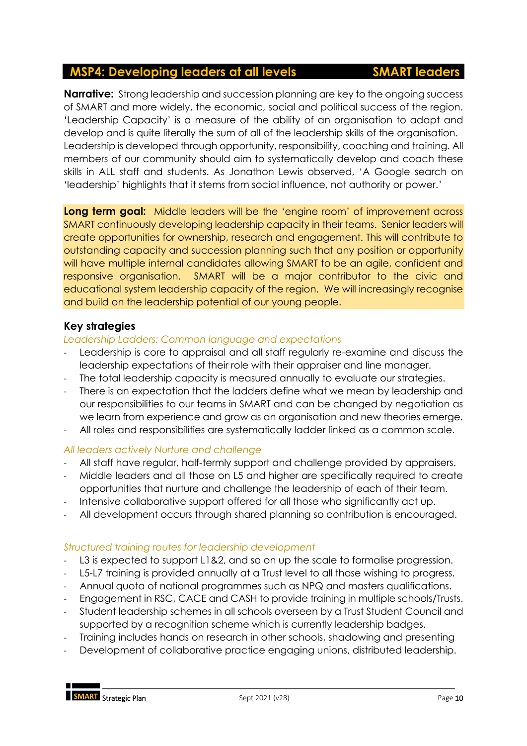## MSP4: Developing leaders at all levels — SMART leaders

**Narrative:** Strong leadership and succession planning are key to the ongoing success of SMART and more widely, the economic, social and political success of the region. 'Leadership Capacity' is a measure of the ability of an organisation to adapt and develop and is quite literally the sum of all of the leadership skills of the organisation. Leadership is developed through opportunity, responsibility, coaching and training. All members of our community should aim to systematically develop and coach these skills in ALL staff and students. As Jonathon Lewis observed, 'A Google search on 'leadership' highlights that it stems from social influence, not authority or power.'

**Long term goal:** Middle leaders will be the 'engine room' of improvement across SMART continuously developing leadership capacity in their teams. Senior leaders will create opportunities for ownership, research and engagement. This will contribute to outstanding capacity and succession planning such that any position or opportunity will have multiple internal candidates allowing SMART to be an agile, confident and responsive organisation. SMART will be a major contributor to the civic and educational system leadership capacity of the region. We will increasingly recognise and build on the leadership potential of our young people.

### Key strategies

*Leadership Ladders: Common language and expectations*

- Leadership is core to appraisal and all staff regularly re-examine and discuss the leadership expectations of their role with their appraiser and line manager.
- The total leadership capacity is measured annually to evaluate our strategies.
- There is an expectation that the ladders define what we mean by leadership and our responsibilities to our teams in SMART and can be changed by negotiation as we learn from experience and grow as an organisation and new theories emerge.
- All roles and responsibilities are systematically ladder linked as a common scale.

*All leaders actively Nurture and challenge*

- All staff have regular, half-termly support and challenge provided by appraisers.
- Middle leaders and all those on L5 and higher are specifically required to create opportunities that nurture and challenge the leadership of each of their team.
- Intensive collaborative support offered for all those who significantly act up.
- All development occurs through shared planning so contribution is encouraged.

*Structured training routes for leadership development*

- L3 is expected to support L1&2, and so on up the scale to formalise progression.
- L5-L7 training is provided annually at a Trust level to all those wishing to progress.
- Annual quota of national programmes such as NPQ and masters qualifications.
- Engagement in RSC, CACE and CASH to provide training in multiple schools/Trusts.
- Student leadership schemes in all schools overseen by a Trust Student Council and supported by a recognition scheme which is currently leadership badges.
- Training includes hands on research in other schools, shadowing and presenting
- Development of collaborative practice engaging unions, distributed leadership.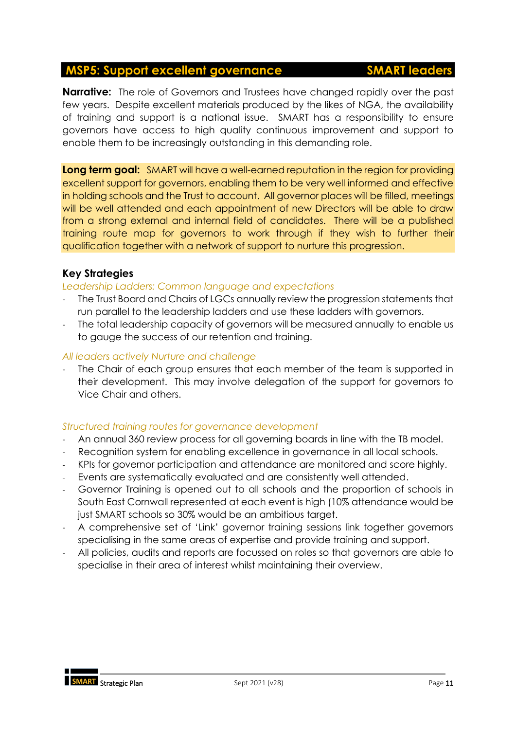## MSP5: Support excellent governance — SMART leaders

**Narrative:** The role of Governors and Trustees have changed rapidly over the past few years. Despite excellent materials produced by the likes of NGA, the availability of training and support is a national issue. SMART has a responsibility to ensure governors have access to high quality continuous improvement and support to enable them to be increasingly outstanding in this demanding role.

**Long term goal:** SMART will have a well-earned reputation in the region for providing excellent support for governors, enabling them to be very well informed and effective in holding schools and the Trust to account. All governor places will be filled, meetings will be well attended and each appointment of new Directors will be able to draw from a strong external and internal field of candidates. There will be a published training route map for governors to work through if they wish to further their qualification together with a network of support to nurture this progression.

### Key Strategies

*Leadership Ladders: Common language and expectations*

- The Trust Board and Chairs of LGCs annually review the progression statements that run parallel to the leadership ladders and use these ladders with governors.
- The total leadership capacity of governors will be measured annually to enable us to gauge the success of our retention and training.

*All leaders actively Nurture and challenge*

- The Chair of each group ensures that each member of the team is supported in their development. This may involve delegation of the support for governors to Vice Chair and others.

*Structured training routes for governance development*

- An annual 360 review process for all governing boards in line with the TB model.
- Recognition system for enabling excellence in governance in all local schools.
- KPIs for governor participation and attendance are monitored and score highly.
- Events are systematically evaluated and are consistently well attended.
- Governor Training is opened out to all schools and the proportion of schools in South East Cornwall represented at each event is high (10% attendance would be just SMART schools so 30% would be an ambitious target.
- A comprehensive set of 'Link' governor training sessions link together governors specialising in the same areas of expertise and provide training and support.
- All policies, audits and reports are focussed on roles so that governors are able to specialise in their area of interest whilst maintaining their overview.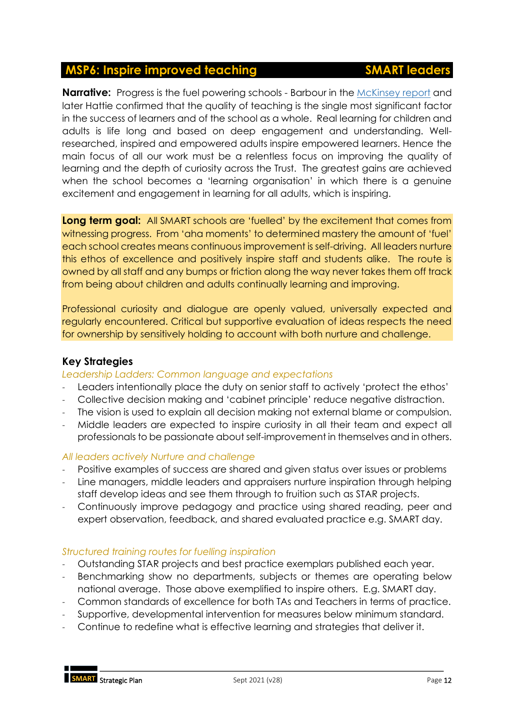## MSP6: Inspire improved teaching — SMART leaders

**Narrative:** Progress is the fuel powering schools - Barbour in the McKinsey report and later Hattie confirmed that the quality of teaching is the single most significant factor in the success of learners and of the school as a whole. Real learning for children and adults is life long and based on deep engagement and understanding. Well-researched, inspired and empowered adults inspire empowered learners. Hence the main focus of all our work must be a relentless focus on improving the quality of learning and the depth of curiosity across the Trust. The greatest gains are achieved when the school becomes a 'learning organisation' in which there is a genuine excitement and engagement in learning for all adults, which is inspiring.

**Long term goal:** All SMART schools are 'fuelled' by the excitement that comes from witnessing progress. From 'aha moments' to determined mastery the amount of 'fuel' each school creates means continuous improvement is self-driving. All leaders nurture this ethos of excellence and positively inspire staff and students alike. The route is owned by all staff and any bumps or friction along the way never takes them off track from being about children and adults continually learning and improving.

Professional curiosity and dialogue are openly valued, universally expected and regularly encountered. Critical but supportive evaluation of ideas respects the need for ownership by sensitively holding to account with both nurture and challenge.

### Key Strategies

*Leadership Ladders: Common language and expectations*

- Leaders intentionally place the duty on senior staff to actively 'protect the ethos'
- Collective decision making and 'cabinet principle' reduce negative distraction.
- The vision is used to explain all decision making not external blame or compulsion.
- Middle leaders are expected to inspire curiosity in all their team and expect all professionals to be passionate about self-improvement in themselves and in others.

*All leaders actively Nurture and challenge*

- Positive examples of success are shared and given status over issues or problems
- Line managers, middle leaders and appraisers nurture inspiration through helping staff develop ideas and see them through to fruition such as STAR projects.
- Continuously improve pedagogy and practice using shared reading, peer and expert observation, feedback, and shared evaluated practice e.g. SMART day.

*Structured training routes for fuelling inspiration*

- Outstanding STAR projects and best practice exemplars published each year.
- Benchmarking show no departments, subjects or themes are operating below national average. Those above exemplified to inspire others. E.g. SMART day.
- Common standards of excellence for both TAs and Teachers in terms of practice.
- Supportive, developmental intervention for measures below minimum standard.
- Continue to redefine what is effective learning and strategies that deliver it.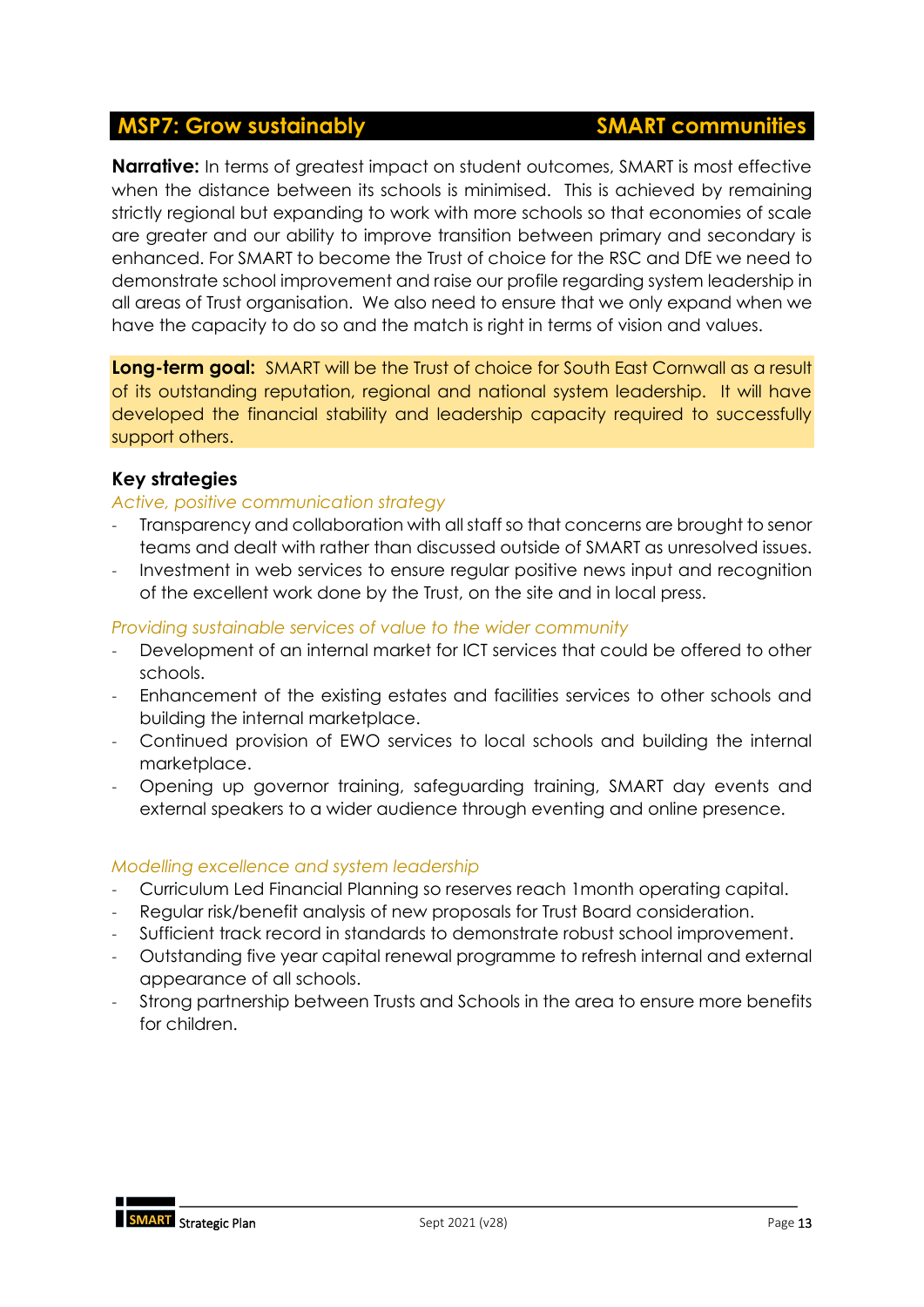## MSP7: Grow sustainably — SMART communities

**Narrative:** In terms of greatest impact on student outcomes, SMART is most effective when the distance between its schools is minimised. This is achieved by remaining strictly regional but expanding to work with more schools so that economies of scale are greater and our ability to improve transition between primary and secondary is enhanced. For SMART to become the Trust of choice for the RSC and DfE we need to demonstrate school improvement and raise our profile regarding system leadership in all areas of Trust organisation. We also need to ensure that we only expand when we have the capacity to do so and the match is right in terms of vision and values.

**Long-term goal:** SMART will be the Trust of choice for South East Cornwall as a result of its outstanding reputation, regional and national system leadership. It will have developed the financial stability and leadership capacity required to successfully support others.

### Key strategies

*Active, positive communication strategy*

- Transparency and collaboration with all staff so that concerns are brought to senor teams and dealt with rather than discussed outside of SMART as unresolved issues.
- Investment in web services to ensure regular positive news input and recognition of the excellent work done by the Trust, on the site and in local press.

*Providing sustainable services of value to the wider community*

- Development of an internal market for ICT services that could be offered to other schools.
- Enhancement of the existing estates and facilities services to other schools and building the internal marketplace.
- Continued provision of EWO services to local schools and building the internal marketplace.
- Opening up governor training, safeguarding training, SMART day events and external speakers to a wider audience through eventing and online presence.

*Modelling excellence and system leadership*

- Curriculum Led Financial Planning so reserves reach 1month operating capital.
- Regular risk/benefit analysis of new proposals for Trust Board consideration.
- Sufficient track record in standards to demonstrate robust school improvement.
- Outstanding five year capital renewal programme to refresh internal and external appearance of all schools.
- Strong partnership between Trusts and Schools in the area to ensure more benefits for children.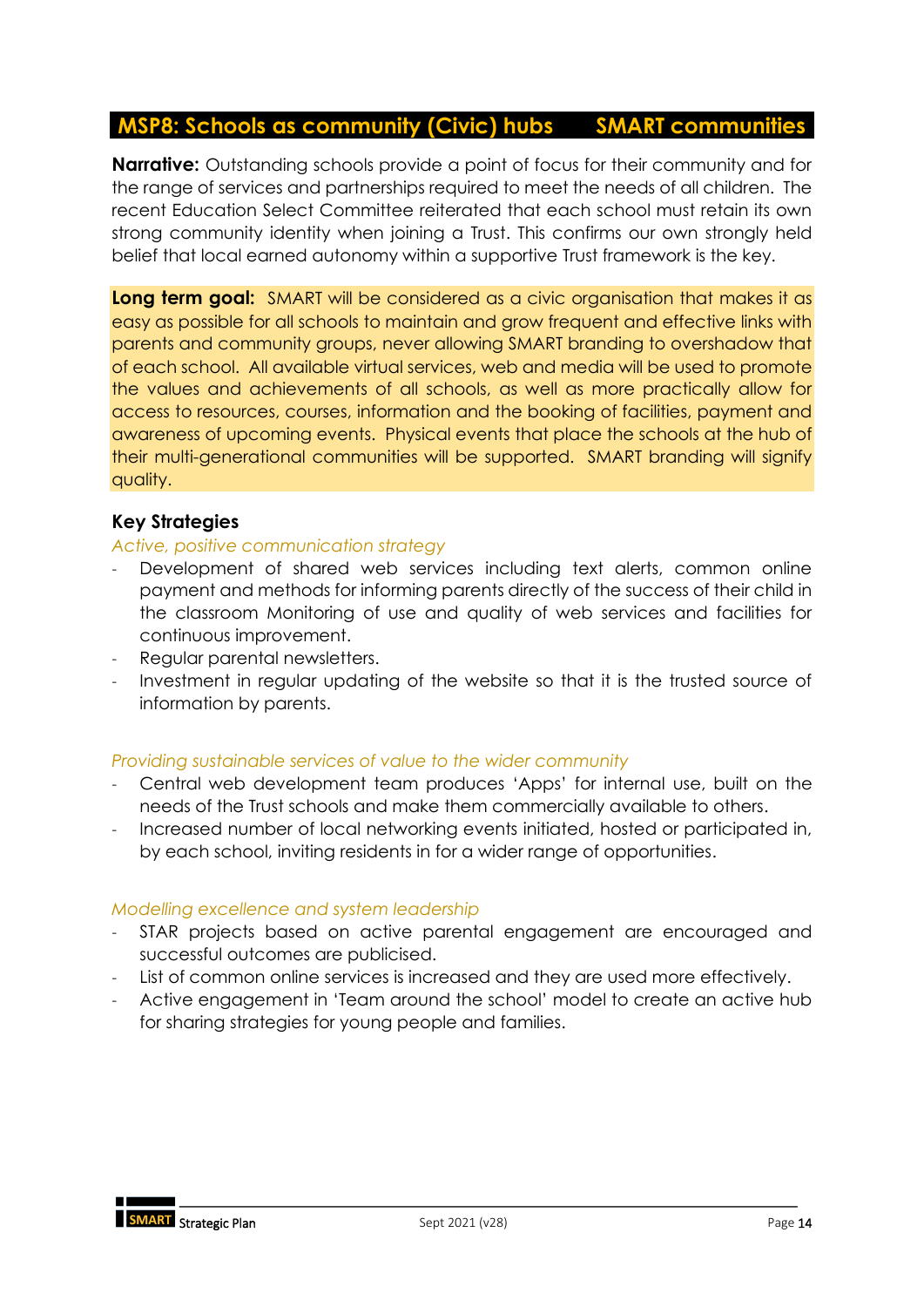## MSP8: Schools as community (Civic) hubs SMART communities

**Narrative:** Outstanding schools provide a point of focus for their community and for the range of services and partnerships required to meet the needs of all children. The recent Education Select Committee reiterated that each school must retain its own strong community identity when joining a Trust. This confirms our own strongly held belief that local earned autonomy within a supportive Trust framework is the key.

**Long term goal:** SMART will be considered as a civic organisation that makes it as easy as possible for all schools to maintain and grow frequent and effective links with parents and community groups, never allowing SMART branding to overshadow that of each school. All available virtual services, web and media will be used to promote the values and achievements of all schools, as well as more practically allow for access to resources, courses, information and the booking of facilities, payment and awareness of upcoming events. Physical events that place the schools at the hub of their multi-generational communities will be supported. SMART branding will signify quality.

### Key Strategies

*Active, positive communication strategy*

- Development of shared web services including text alerts, common online payment and methods for informing parents directly of the success of their child in the classroom Monitoring of use and quality of web services and facilities for continuous improvement.
- Regular parental newsletters.
- Investment in regular updating of the website so that it is the trusted source of information by parents.

*Providing sustainable services of value to the wider community*

- Central web development team produces 'Apps' for internal use, built on the needs of the Trust schools and make them commercially available to others.
- Increased number of local networking events initiated, hosted or participated in, by each school, inviting residents in for a wider range of opportunities.

*Modelling excellence and system leadership*

- STAR projects based on active parental engagement are encouraged and successful outcomes are publicised.
- List of common online services is increased and they are used more effectively.
- Active engagement in 'Team around the school' model to create an active hub for sharing strategies for young people and families.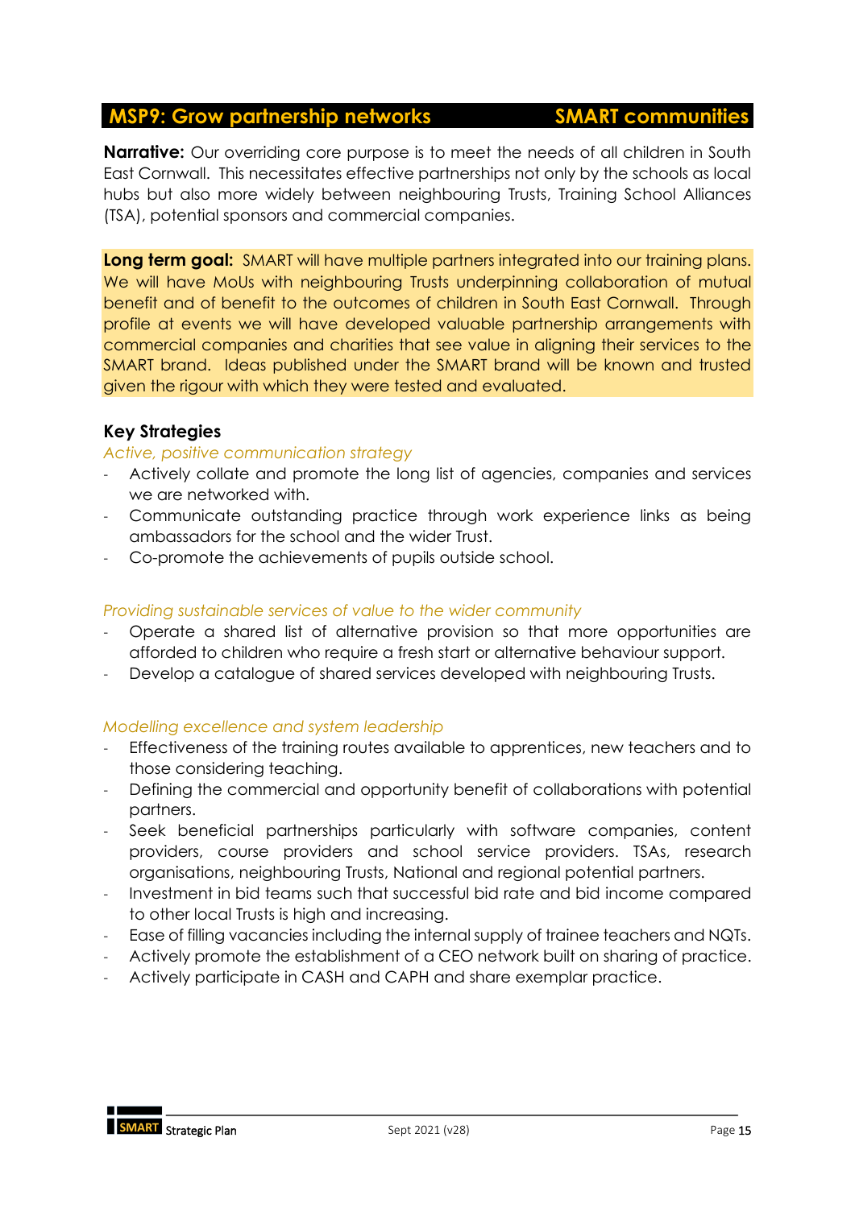## MSP9: Grow partnership networks — SMART communities

**Narrative:** Our overriding core purpose is to meet the needs of all children in South East Cornwall. This necessitates effective partnerships not only by the schools as local hubs but also more widely between neighbouring Trusts, Training School Alliances (TSA), potential sponsors and commercial companies.

**Long term goal:** SMART will have multiple partners integrated into our training plans. We will have MoUs with neighbouring Trusts underpinning collaboration of mutual benefit and of benefit to the outcomes of children in South East Cornwall. Through profile at events we will have developed valuable partnership arrangements with commercial companies and charities that see value in aligning their services to the SMART brand. Ideas published under the SMART brand will be known and trusted given the rigour with which they were tested and evaluated.

### Key Strategies

*Active, positive communication strategy*

- Actively collate and promote the long list of agencies, companies and services we are networked with.
- Communicate outstanding practice through work experience links as being ambassadors for the school and the wider Trust.
- Co-promote the achievements of pupils outside school.

*Providing sustainable services of value to the wider community*

- Operate a shared list of alternative provision so that more opportunities are afforded to children who require a fresh start or alternative behaviour support.
- Develop a catalogue of shared services developed with neighbouring Trusts.

*Modelling excellence and system leadership*

- Effectiveness of the training routes available to apprentices, new teachers and to those considering teaching.
- Defining the commercial and opportunity benefit of collaborations with potential partners.
- Seek beneficial partnerships particularly with software companies, content providers, course providers and school service providers. TSAs, research organisations, neighbouring Trusts, National and regional potential partners.
- Investment in bid teams such that successful bid rate and bid income compared to other local Trusts is high and increasing.
- Ease of filling vacancies including the internal supply of trainee teachers and NQTs.
- Actively promote the establishment of a CEO network built on sharing of practice.
- Actively participate in CASH and CAPH and share exemplar practice.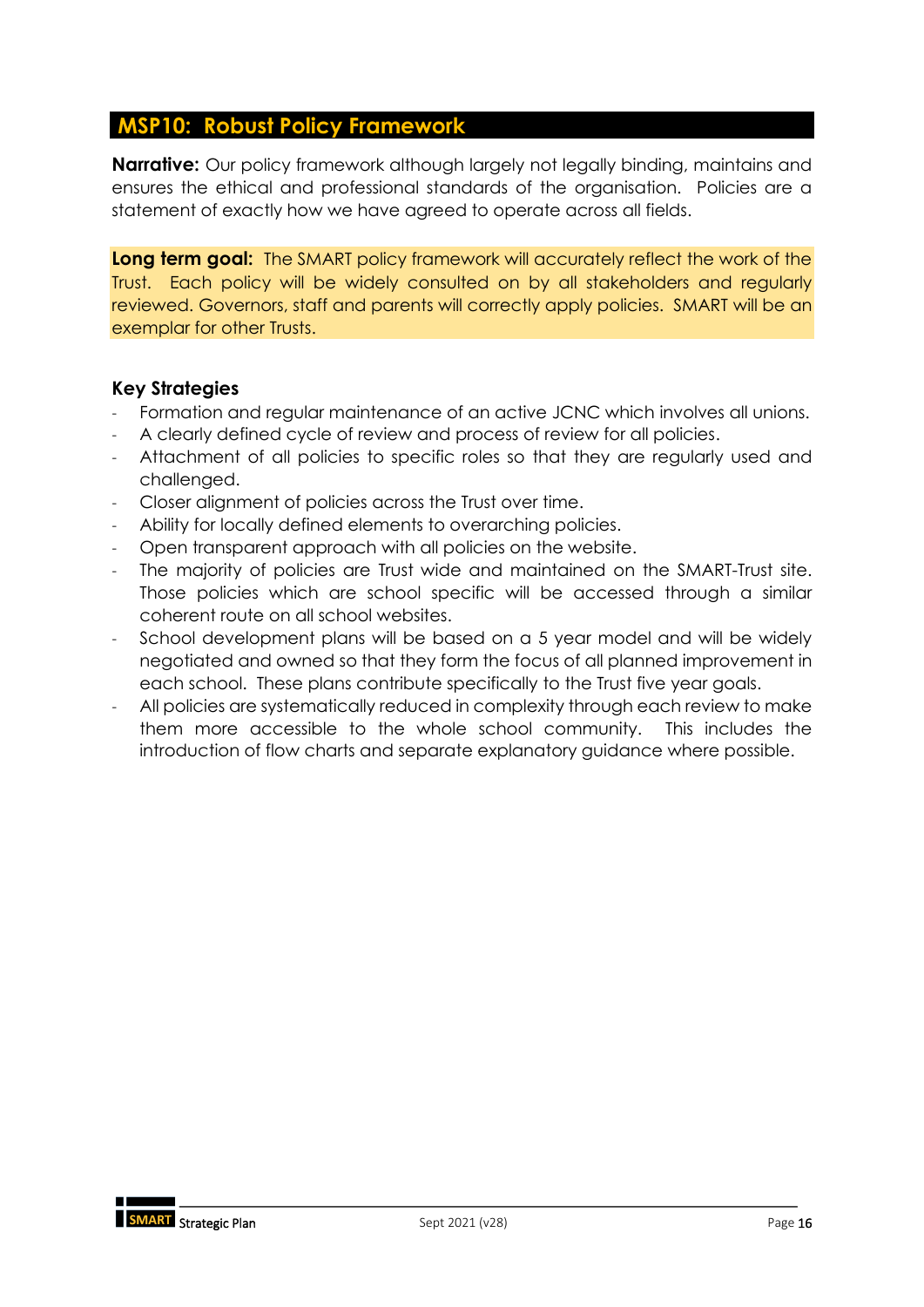## MSP10: Robust Policy Framework

**Narrative:** Our policy framework although largely not legally binding, maintains and ensures the ethical and professional standards of the organisation. Policies are a statement of exactly how we have agreed to operate across all fields.

**Long term goal:** The SMART policy framework will accurately reflect the work of the Trust. Each policy will be widely consulted on by all stakeholders and regularly reviewed. Governors, staff and parents will correctly apply policies. SMART will be an exemplar for other Trusts.

### Key Strategies

- Formation and regular maintenance of an active JCNC which involves all unions.
- A clearly defined cycle of review and process of review for all policies.
- Attachment of all policies to specific roles so that they are regularly used and challenged.
- Closer alignment of policies across the Trust over time.
- Ability for locally defined elements to overarching policies.
- Open transparent approach with all policies on the website.
- The majority of policies are Trust wide and maintained on the SMART-Trust site. Those policies which are school specific will be accessed through a similar coherent route on all school websites.
- School development plans will be based on a 5 year model and will be widely negotiated and owned so that they form the focus of all planned improvement in each school. These plans contribute specifically to the Trust five year goals.
- All policies are systematically reduced in complexity through each review to make them more accessible to the whole school community. This includes the introduction of flow charts and separate explanatory guidance where possible.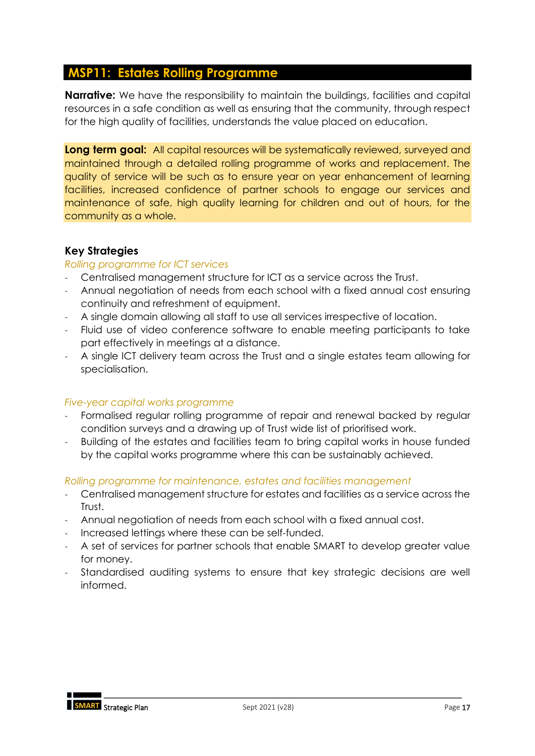## MSP11: Estates Rolling Programme

**Narrative:** We have the responsibility to maintain the buildings, facilities and capital resources in a safe condition as well as ensuring that the community, through respect for the high quality of facilities, understands the value placed on education.

**Long term goal:** All capital resources will be systematically reviewed, surveyed and maintained through a detailed rolling programme of works and replacement. The quality of service will be such as to ensure year on year enhancement of learning facilities, increased confidence of partner schools to engage our services and maintenance of safe, high quality learning for children and out of hours, for the community as a whole.

### Key Strategies

*Rolling programme for ICT services*

- Centralised management structure for ICT as a service across the Trust.
- Annual negotiation of needs from each school with a fixed annual cost ensuring continuity and refreshment of equipment.
- A single domain allowing all staff to use all services irrespective of location.
- Fluid use of video conference software to enable meeting participants to take part effectively in meetings at a distance.
- A single ICT delivery team across the Trust and a single estates team allowing for specialisation.

*Five-year capital works programme*

- Formalised regular rolling programme of repair and renewal backed by regular condition surveys and a drawing up of Trust wide list of prioritised work.
- Building of the estates and facilities team to bring capital works in house funded by the capital works programme where this can be sustainably achieved.

*Rolling programme for maintenance, estates and facilities management*

- Centralised management structure for estates and facilities as a service across the Trust.
- Annual negotiation of needs from each school with a fixed annual cost.
- Increased lettings where these can be self-funded.
- A set of services for partner schools that enable SMART to develop greater value for money.
- Standardised auditing systems to ensure that key strategic decisions are well informed.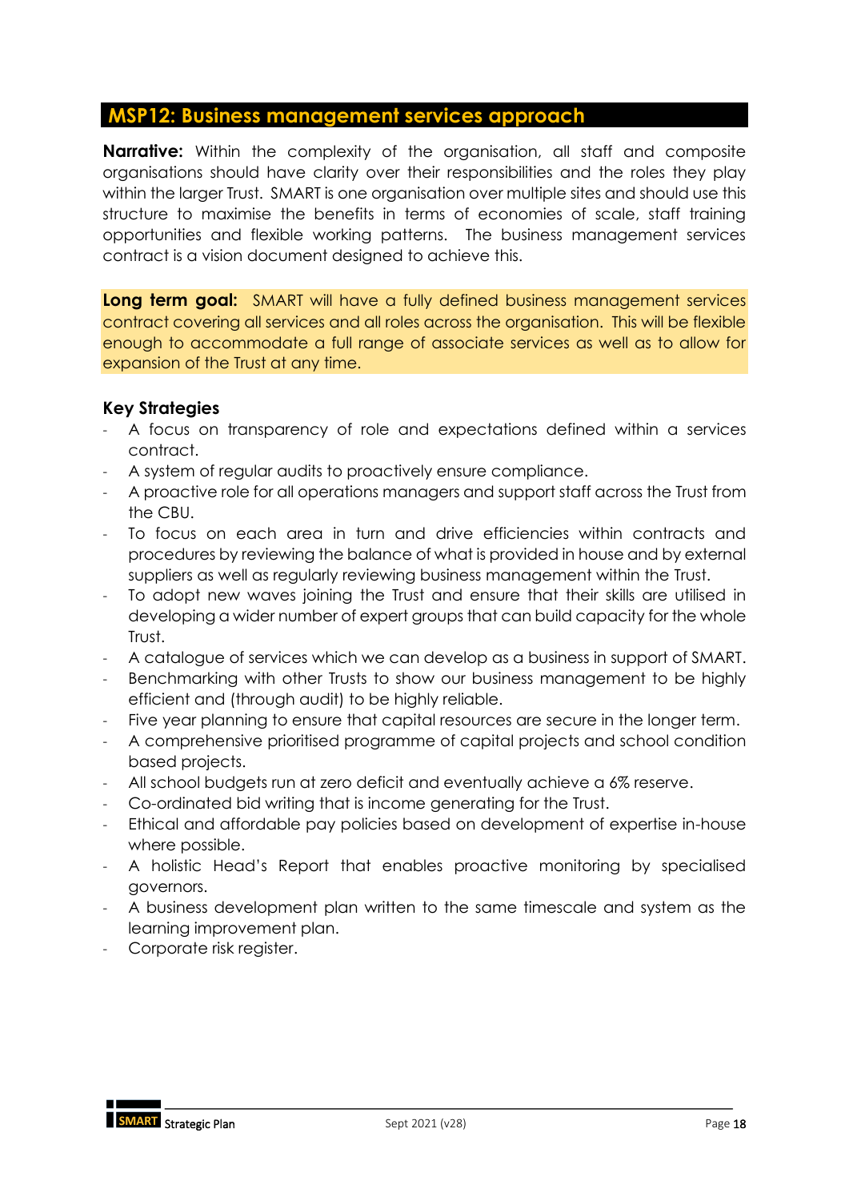## MSP12: Business management services approach

**Narrative:** Within the complexity of the organisation, all staff and composite organisations should have clarity over their responsibilities and the roles they play within the larger Trust. SMART is one organisation over multiple sites and should use this structure to maximise the benefits in terms of economies of scale, staff training opportunities and flexible working patterns. The business management services contract is a vision document designed to achieve this.

**Long term goal:** SMART will have a fully defined business management services contract covering all services and all roles across the organisation. This will be flexible enough to accommodate a full range of associate services as well as to allow for expansion of the Trust at any time.

### Key Strategies

- A focus on transparency of role and expectations defined within a services contract.
- A system of regular audits to proactively ensure compliance.
- A proactive role for all operations managers and support staff across the Trust from the CBU.
- To focus on each area in turn and drive efficiencies within contracts and procedures by reviewing the balance of what is provided in house and by external suppliers as well as regularly reviewing business management within the Trust.
- To adopt new waves joining the Trust and ensure that their skills are utilised in developing a wider number of expert groups that can build capacity for the whole Trust.
- A catalogue of services which we can develop as a business in support of SMART.
- Benchmarking with other Trusts to show our business management to be highly efficient and (through audit) to be highly reliable.
- Five year planning to ensure that capital resources are secure in the longer term.
- A comprehensive prioritised programme of capital projects and school condition based projects.
- All school budgets run at zero deficit and eventually achieve a 6% reserve.
- Co-ordinated bid writing that is income generating for the Trust.
- Ethical and affordable pay policies based on development of expertise in-house where possible.
- A holistic Head's Report that enables proactive monitoring by specialised governors.
- A business development plan written to the same timescale and system as the learning improvement plan.
- Corporate risk register.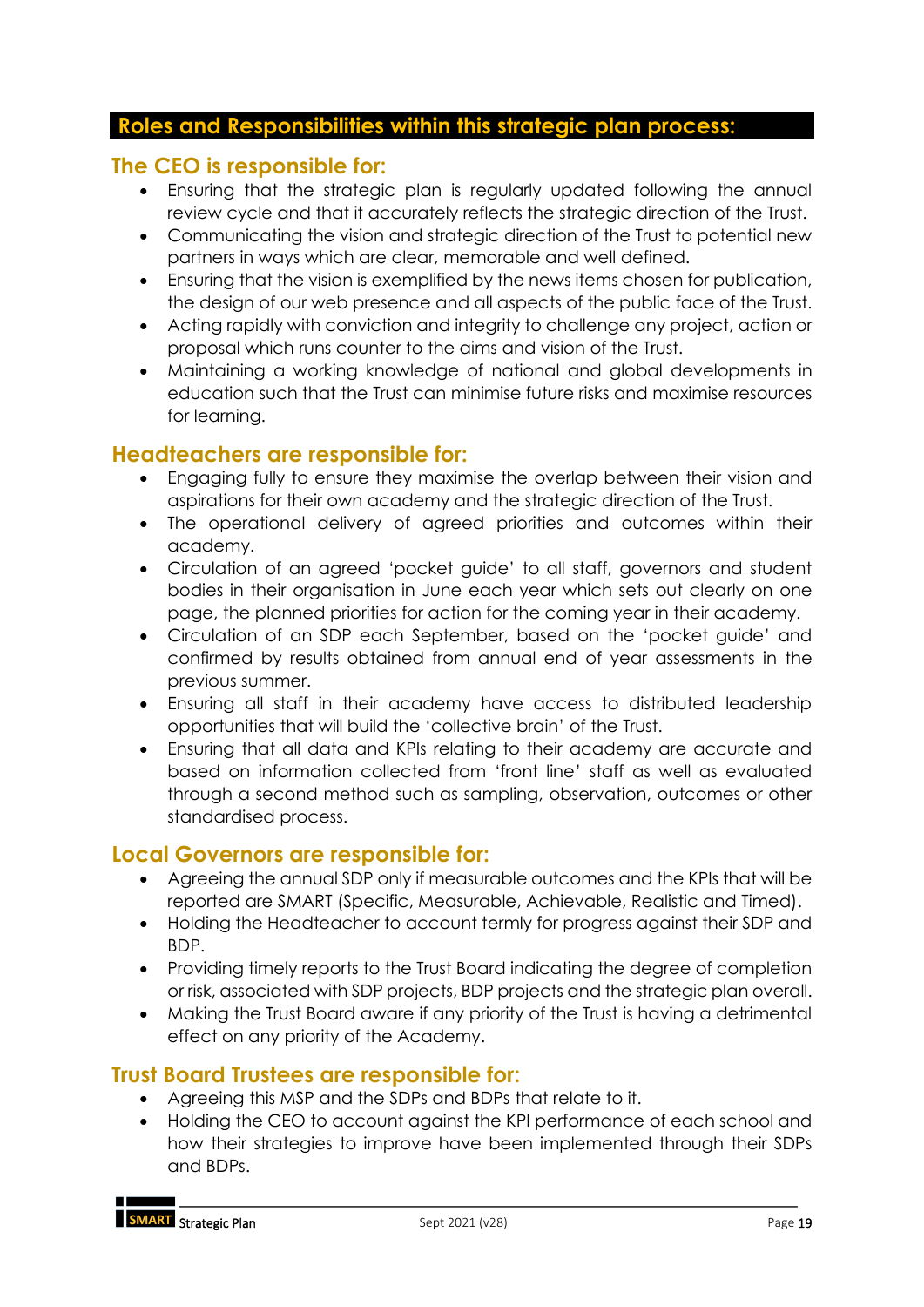## Roles and Responsibilities within this strategic plan process:

### The CEO is responsible for:

- Ensuring that the strategic plan is regularly updated following the annual review cycle and that it accurately reflects the strategic direction of the Trust.
- Communicating the vision and strategic direction of the Trust to potential new partners in ways which are clear, memorable and well defined.
- Ensuring that the vision is exemplified by the news items chosen for publication, the design of our web presence and all aspects of the public face of the Trust.
- Acting rapidly with conviction and integrity to challenge any project, action or proposal which runs counter to the aims and vision of the Trust.
- Maintaining a working knowledge of national and global developments in education such that the Trust can minimise future risks and maximise resources for learning.

### Headteachers are responsible for:

- Engaging fully to ensure they maximise the overlap between their vision and aspirations for their own academy and the strategic direction of the Trust.
- The operational delivery of agreed priorities and outcomes within their academy.
- Circulation of an agreed 'pocket guide' to all staff, governors and student bodies in their organisation in June each year which sets out clearly on one page, the planned priorities for action for the coming year in their academy.
- Circulation of an SDP each September, based on the 'pocket guide' and confirmed by results obtained from annual end of year assessments in the previous summer.
- Ensuring all staff in their academy have access to distributed leadership opportunities that will build the 'collective brain' of the Trust.
- Ensuring that all data and KPIs relating to their academy are accurate and based on information collected from 'front line' staff as well as evaluated through a second method such as sampling, observation, outcomes or other standardised process.

### Local Governors are responsible for:

- Agreeing the annual SDP only if measurable outcomes and the KPIs that will be reported are SMART (Specific, Measurable, Achievable, Realistic and Timed).
- Holding the Headteacher to account termly for progress against their SDP and BDP.
- Providing timely reports to the Trust Board indicating the degree of completion or risk, associated with SDP projects, BDP projects and the strategic plan overall.
- Making the Trust Board aware if any priority of the Trust is having a detrimental effect on any priority of the Academy.

### Trust Board Trustees are responsible for:

- Agreeing this MSP and the SDPs and BDPs that relate to it.
- Holding the CEO to account against the KPI performance of each school and how their strategies to improve have been implemented through their SDPs and BDPs.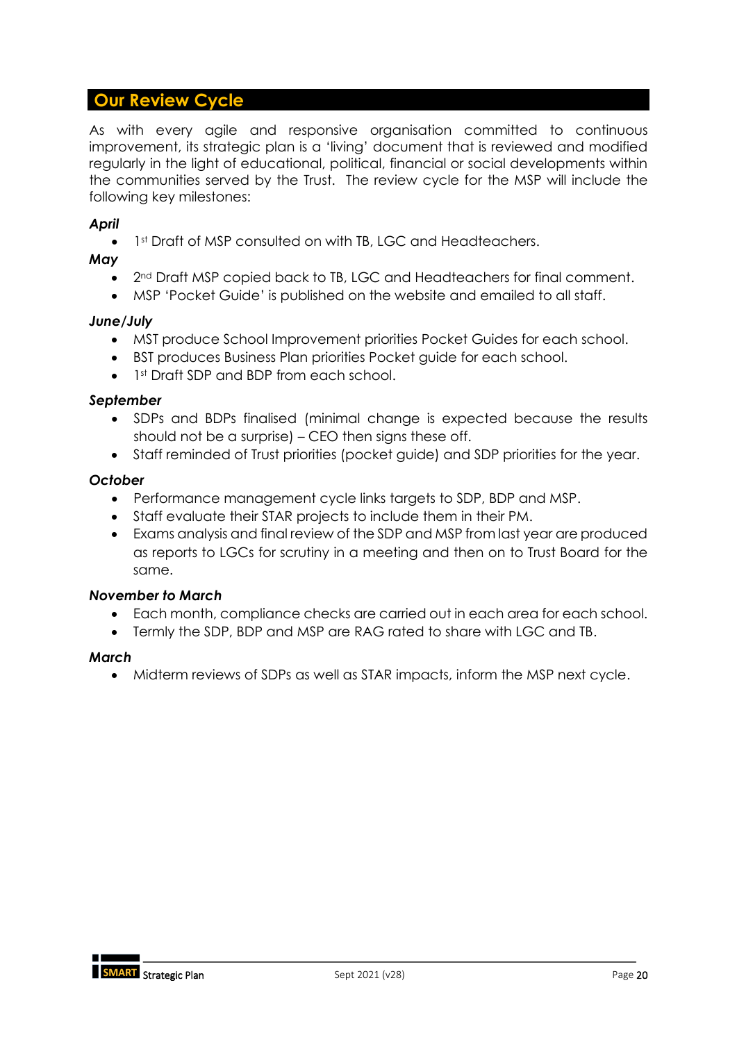## Our Review Cycle

As with every agile and responsive organisation committed to continuous improvement, its strategic plan is a 'living' document that is reviewed and modified regularly in the light of educational, political, financial or social developments within the communities served by the Trust. The review cycle for the MSP will include the following key milestones:

***April***

- 1st Draft of MSP consulted on with TB, LGC and Headteachers.

***May***

- 2nd Draft MSP copied back to TB, LGC and Headteachers for final comment.
- MSP 'Pocket Guide' is published on the website and emailed to all staff.

***June/July***

- MST produce School Improvement priorities Pocket Guides for each school.
- BST produces Business Plan priorities Pocket guide for each school.
- 1st Draft SDP and BDP from each school.

***September***

- SDPs and BDPs finalised (minimal change is expected because the results should not be a surprise) – CEO then signs these off.
- Staff reminded of Trust priorities (pocket guide) and SDP priorities for the year.

***October***

- Performance management cycle links targets to SDP, BDP and MSP.
- Staff evaluate their STAR projects to include them in their PM.
- Exams analysis and final review of the SDP and MSP from last year are produced as reports to LGCs for scrutiny in a meeting and then on to Trust Board for the same.

***November to March***

- Each month, compliance checks are carried out in each area for each school.
- Termly the SDP, BDP and MSP are RAG rated to share with LGC and TB.

***March***

- Midterm reviews of SDPs as well as STAR impacts, inform the MSP next cycle.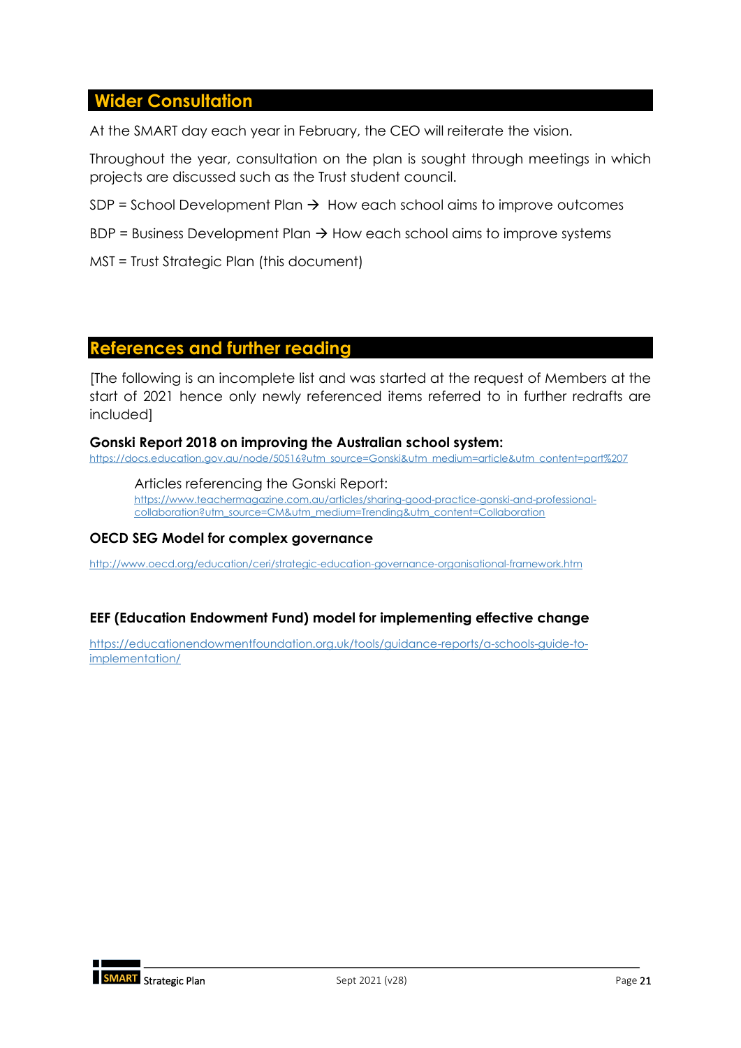## Wider Consultation

At the SMART day each year in February, the CEO will reiterate the vision.

Throughout the year, consultation on the plan is sought through meetings in which projects are discussed such as the Trust student council.

SDP = School Development Plan → How each school aims to improve outcomes

BDP = Business Development Plan → How each school aims to improve systems

MST = Trust Strategic Plan (this document)

## References and further reading

[The following is an incomplete list and was started at the request of Members at the start of 2021 hence only newly referenced items referred to in further redrafts are included]

**Gonski Report 2018 on improving the Australian school system:**
https://docs.education.gov.au/node/50516?utm_source=Gonski&utm_medium=article&utm_content=part%207

> Articles referencing the Gonski Report:
> https://www.teachermagazine.com.au/articles/sharing-good-practice-gonski-and-professional-collaboration?utm_source=CM&utm_medium=Trending&utm_content=Collaboration

**OECD SEG Model for complex governance**

http://www.oecd.org/education/ceri/strategic-education-governance-organisational-framework.htm

**EEF (Education Endowment Fund) model for implementing effective change**

https://educationendowmentfoundation.org.uk/tools/guidance-reports/a-schools-guide-to-implementation/